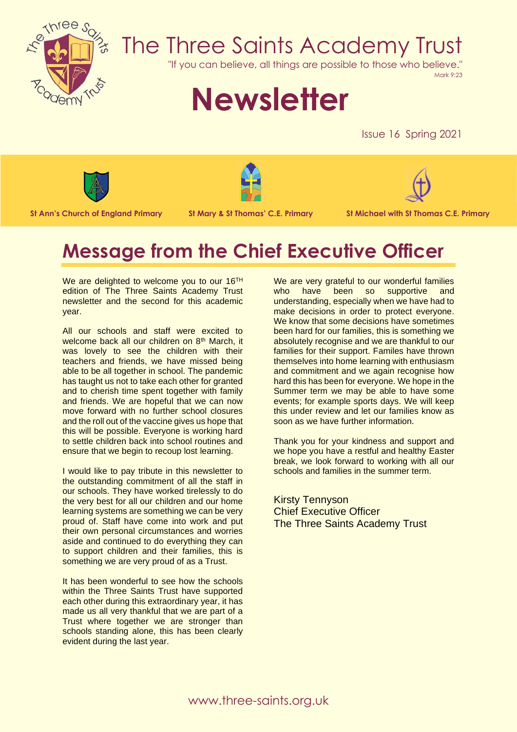# The Three Saints Academy Trust

"If you can believe, all things are possible to those who believe."
Mark 9:23

# Newsletter

Issue 16 Spring 2021

St Ann's Church of England Primary | St Mary & St Thomas' C.E. Primary | St Michael with St Thomas C.E. Primary

## Message from the Chief Executive Officer

We are delighted to welcome you to our 16TH edition of The Three Saints Academy Trust newsletter and the second for this academic year.

All our schools and staff were excited to welcome back all our children on 8th March, it was lovely to see the children with their teachers and friends, we have missed being able to be all together in school. The pandemic has taught us not to take each other for granted and to cherish time spent together with family and friends. We are hopeful that we can now move forward with no further school closures and the roll out of the vaccine gives us hope that this will be possible. Everyone is working hard to settle children back into school routines and ensure that we begin to recoup lost learning.

I would like to pay tribute in this newsletter to the outstanding commitment of all the staff in our schools. They have worked tirelessly to do the very best for all our children and our home learning systems are something we can be very proud of. Staff have come into work and put their own personal circumstances and worries aside and continued to do everything they can to support children and their families, this is something we are very proud of as a Trust.

It has been wonderful to see how the schools within the Three Saints Trust have supported each other during this extraordinary year, it has made us all very thankful that we are part of a Trust where together we are stronger than schools standing alone, this has been clearly evident during the last year.

We are very grateful to our wonderful families who have been so supportive and understanding, especially when we have had to make decisions in order to protect everyone. We know that some decisions have sometimes been hard for our families, this is something we absolutely recognise and we are thankful to our families for their support. Familes have thrown themselves into home learning with enthusiasm and commitment and we again recognise how hard this has been for everyone. We hope in the Summer term we may be able to have some events; for example sports days. We will keep this under review and let our families know as soon as we have further information.

Thank you for your kindness and support and we hope you have a restful and healthy Easter break, we look forward to working with all our schools and families in the summer term.

Kirsty Tennyson
Chief Executive Officer
The Three Saints Academy Trust

www.three-saints.org.uk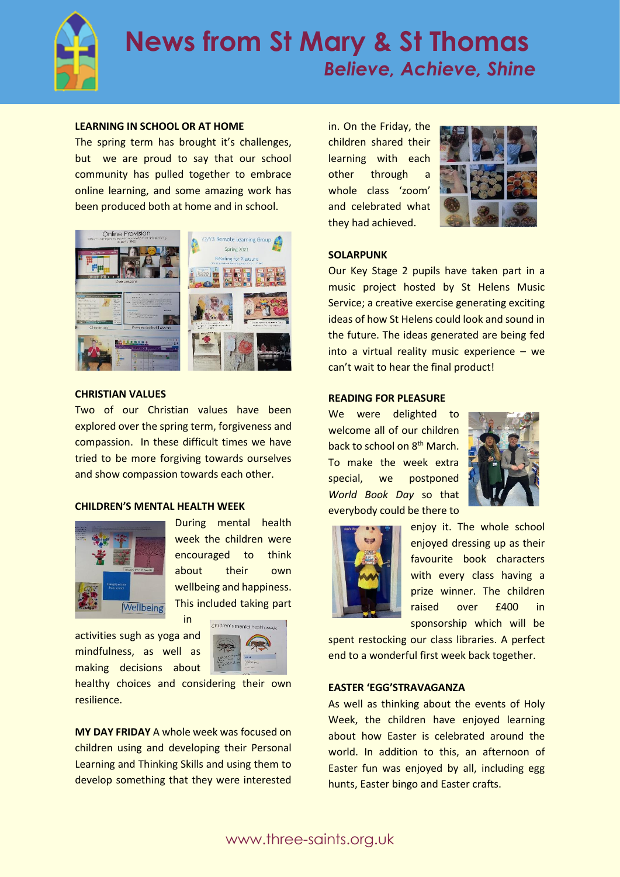# News from St Mary & St Thomas

*Believe, Achieve, Shine*

**LEARNING IN SCHOOL OR AT HOME**

The spring term has brought it's challenges, but we are proud to say that our school community has pulled together to embrace online learning, and some amazing work has been produced both at home and in school.

**CHRISTIAN VALUES**

Two of our Christian values have been explored over the spring term, forgiveness and compassion. In these difficult times we have tried to be more forgiving towards ourselves and show compassion towards each other.

**CHILDREN'S MENTAL HEALTH WEEK**

During mental health week the children were encouraged to think about their own wellbeing and happiness. This included taking part in activities sugh as yoga and mindfulness, as well as making decisions about healthy choices and considering their own resilience.

**MY DAY FRIDAY** A whole week was focused on children using and developing their Personal Learning and Thinking Skills and using them to develop something that they were interested in. On the Friday, the children shared their learning with each other through a whole class 'zoom' and celebrated what they had achieved.

**SOLARPUNK**

Our Key Stage 2 pupils have taken part in a music project hosted by St Helens Music Service; a creative exercise generating exciting ideas of how St Helens could look and sound in the future. The ideas generated are being fed into a virtual reality music experience – we can't wait to hear the final product!

**READING FOR PLEASURE**

We were delighted to welcome all of our children back to school on 8th March. To make the week extra special, we postponed *World Book Day* so that everybody could be there to enjoy it. The whole school enjoyed dressing up as their favourite book characters with every class having a prize winner. The children raised over £400 in sponsorship which will be spent restocking our class libraries. A perfect end to a wonderful first week back together.

**EASTER 'EGG'STRAVAGANZA**

As well as thinking about the events of Holy Week, the children have enjoyed learning about how Easter is celebrated around the world. In addition to this, an afternoon of Easter fun was enjoyed by all, including egg hunts, Easter bingo and Easter crafts.

www.three-saints.org.uk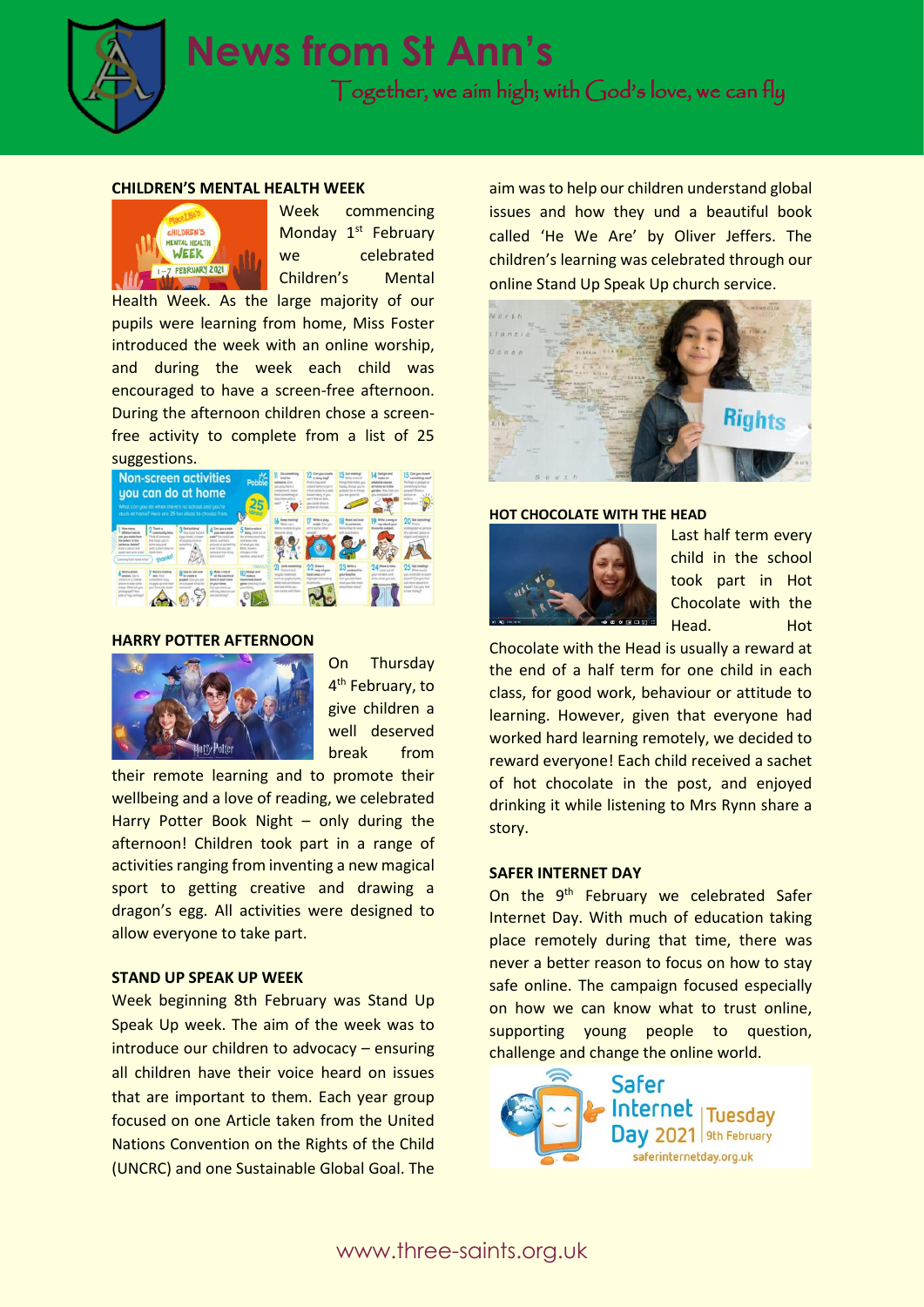# News from St Ann's

Together, we aim high; with God's love, we can fly

## CHILDREN'S MENTAL HEALTH WEEK

Week commencing Monday 1st February we celebrated Children's Mental Health Week. As the large majority of our pupils were learning from home, Miss Foster introduced the week with an online worship, and during the week each child was encouraged to have a screen-free afternoon. During the afternoon children chose a screen-free activity to complete from a list of 25 suggestions.

## HARRY POTTER AFTERNOON

On Thursday 4th February, to give children a well deserved break from their remote learning and to promote their wellbeing and a love of reading, we celebrated Harry Potter Book Night – only during the afternoon! Children took part in a range of activities ranging from inventing a new magical sport to getting creative and drawing a dragon's egg. All activities were designed to allow everyone to take part.

## STAND UP SPEAK UP WEEK

Week beginning 8th February was Stand Up Speak Up week. The aim of the week was to introduce our children to advocacy – ensuring all children have their voice heard on issues that are important to them. Each year group focused on one Article taken from the United Nations Convention on the Rights of the Child (UNCRC) and one Sustainable Global Goal. The aim was to help our children understand global issues and how they und a beautiful book called 'He We Are' by Oliver Jeffers. The children's learning was celebrated through our online Stand Up Speak Up church service.

## HOT CHOCOLATE WITH THE HEAD

Last half term every child in the school took part in Hot Chocolate with the Head. Hot Chocolate with the Head is usually a reward at the end of a half term for one child in each class, for good work, behaviour or attitude to learning. However, given that everyone had worked hard learning remotely, we decided to reward everyone! Each child received a sachet of hot chocolate in the post, and enjoyed drinking it while listening to Mrs Rynn share a story.

## SAFER INTERNET DAY

On the 9th February we celebrated Safer Internet Day. With much of education taking place remotely during that time, there was never a better reason to focus on how to stay safe online. The campaign focused especially on how we can know what to trust online, supporting young people to question, challenge and change the online world.

www.three-saints.org.uk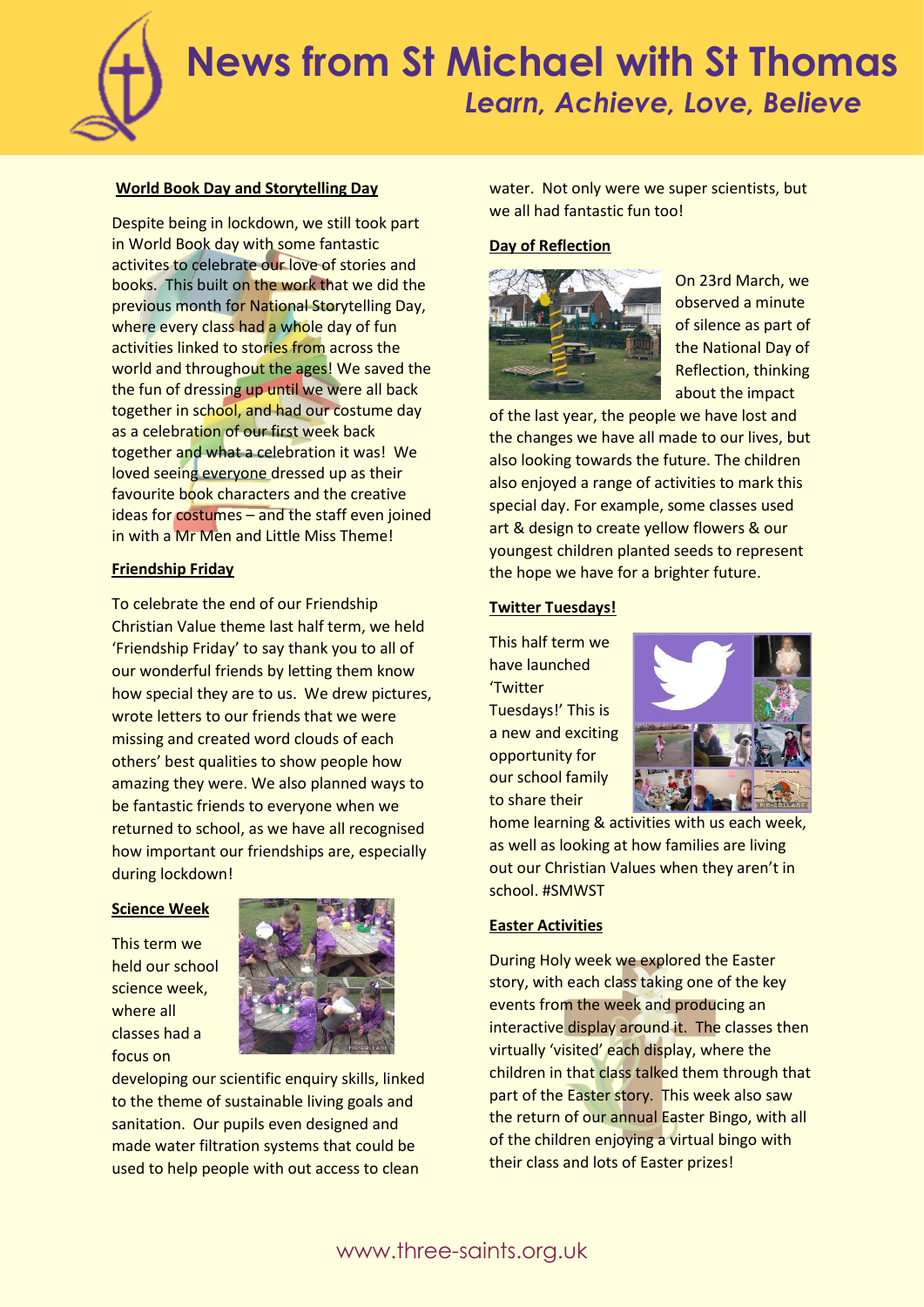# News from St Michael with St Thomas

*Learn, Achieve, Love, Believe*

## World Book Day and Storytelling Day

Despite being in lockdown, we still took part in World Book day with some fantastic activites to celebrate our love of stories and books. This built on the work that we did the previous month for National Storytelling Day, where every class had a whole day of fun activities linked to stories from across the world and throughout the ages! We saved the the fun of dressing up until we were all back together in school, and had our costume day as a celebration of our first week back together and what a celebration it was! We loved seeing everyone dressed up as their favourite book characters and the creative ideas for costumes – and the staff even joined in with a Mr Men and Little Miss Theme!

## Friendship Friday

To celebrate the end of our Friendship Christian Value theme last half term, we held 'Friendship Friday' to say thank you to all of our wonderful friends by letting them know how special they are to us. We drew pictures, wrote letters to our friends that we were missing and created word clouds of each others' best qualities to show people how amazing they were. We also planned ways to be fantastic friends to everyone when we returned to school, as we have all recognised how important our friendships are, especially during lockdown!

## Science Week

This term we held our school science week, where all classes had a focus on developing our scientific enquiry skills, linked to the theme of sustainable living goals and sanitation. Our pupils even designed and made water filtration systems that could be used to help people with out access to clean water. Not only were we super scientists, but we all had fantastic fun too!

## Day of Reflection

On 23rd March, we observed a minute of silence as part of the National Day of Reflection, thinking about the impact of the last year, the people we have lost and the changes we have all made to our lives, but also looking towards the future. The children also enjoyed a range of activities to mark this special day. For example, some classes used art & design to create yellow flowers & our youngest children planted seeds to represent the hope we have for a brighter future.

## Twitter Tuesdays!

This half term we have launched 'Twitter Tuesdays!' This is a new and exciting opportunity for our school family to share their home learning & activities with us each week, as well as looking at how families are living out our Christian Values when they aren't in school. #SMWST

## Easter Activities

During Holy week we explored the Easter story, with each class taking one of the key events from the week and producing an interactive display around it. The classes then virtually 'visited' each display, where the children in that class talked them through that part of the Easter story. This week also saw the return of our annual Easter Bingo, with all of the children enjoying a virtual bingo with their class and lots of Easter prizes!

www.three-saints.org.uk